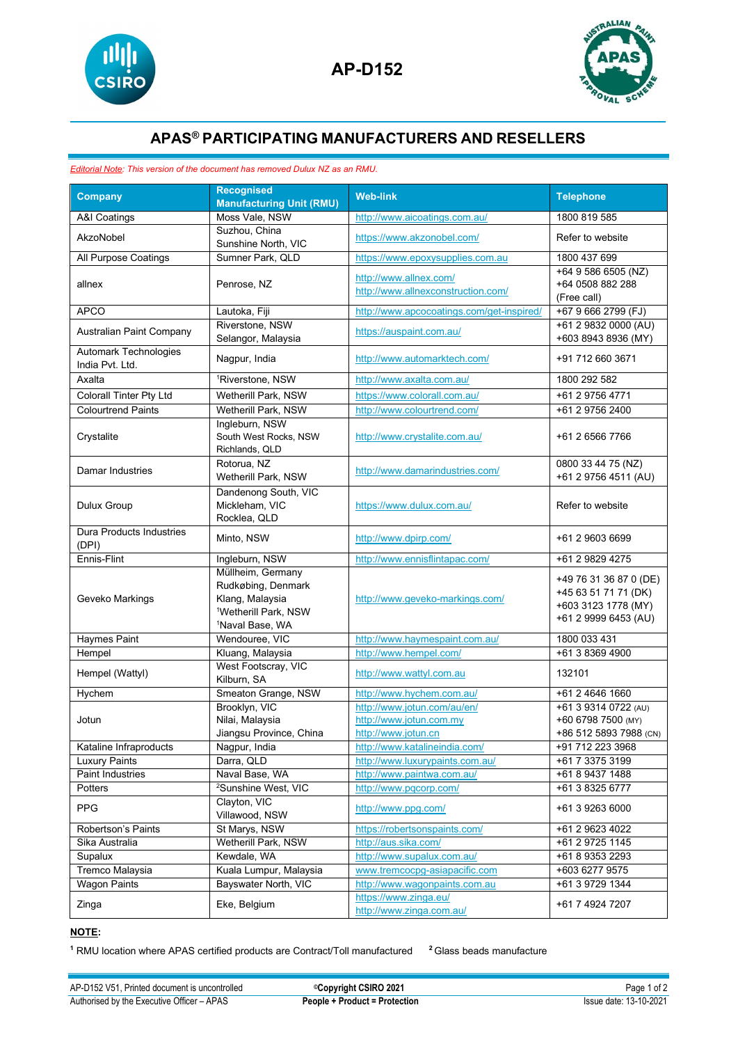# AP-D152

## APAS® PARTICIPATING MANUFACTURERS AND RESELLERS

*Editorial Note: This version of the document has removed Dulux NZ as an RMU.*

| Company | Recognised Manufacturing Unit (RMU) | Web-link | Telephone |
|---|---|---|---|
| A&I Coatings | Moss Vale, NSW | http://www.aicoatings.com.au/ | 1800 819 585 |
| AkzoNobel | Suzhou, China<br>Sunshine North, VIC | https://www.akzonobel.com/ | Refer to website |
| All Purpose Coatings | Sumner Park, QLD | https://www.epoxysupplies.com.au | 1800 437 699 |
| allnex | Penrose, NZ | http://www.allnex.com/<br>http://www.allnexconstruction.com/ | +64 9 586 6505 (NZ)<br>+64 0508 882 288 (Free call) |
| APCO | Lautoka, Fiji | http://www.apcocoatings.com/get-inspired/ | +67 9 666 2799 (FJ) |
| Australian Paint Company | Riverstone, NSW<br>Selangor, Malaysia | https://auspaint.com.au/ | +61 2 9832 0000 (AU)<br>+603 8943 8936 (MY) |
| Automark Technologies India Pvt. Ltd. | Nagpur, India | http://www.automarktech.com/ | +91 712 660 3671 |
| Axalta | [1]Riverstone, NSW | http://www.axalta.com.au/ | 1800 292 582 |
| Colorall Tinter Pty Ltd | Wetherill Park, NSW | https://www.colorall.com.au/ | +61 2 9756 4771 |
| Colourtrend Paints | Wetherill Park, NSW | http://www.colourtrend.com/ | +61 2 9756 2400 |
| Crystalite | Ingleburn, NSW<br>South West Rocks, NSW<br>Richlands, QLD | http://www.crystalite.com.au/ | +61 2 6566 7766 |
| Damar Industries | Rotorua, NZ<br>Wetherill Park, NSW | http://www.damarindustries.com/ | 0800 33 44 75 (NZ)<br>+61 2 9756 4511 (AU) |
| Dulux Group | Dandenong South, VIC<br>Mickleham, VIC<br>Rocklea, QLD | https://www.dulux.com.au/ | Refer to website |
| Dura Products Industries (DPI) | Minto, NSW | http://www.dpirp.com/ | +61 2 9603 6699 |
| Ennis-Flint | Ingleburn, NSW | http://www.ennisflintapac.com/ | +61 2 9829 4275 |
| Geveko Markings | Müllheim, Germany<br>Rudkøbing, Denmark<br>Klang, Malaysia<br>[1]Wetherill Park, NSW<br>[1]Naval Base, WA | http://www.geveko-markings.com/ | +49 76 31 36 87 0 (DE)<br>+45 63 51 71 71 (DK)<br>+603 3123 1778 (MY)<br>+61 2 9999 6453 (AU) |
| Haymes Paint | Wendouree, VIC | http://www.haymespaint.com.au/ | 1800 033 431 |
| Hempel | Kluang, Malaysia | http://www.hempel.com/ | +61 3 8369 4900 |
| Hempel (Wattyl) | West Footscray, VIC<br>Kilburn, SA | http://www.wattyl.com.au | 132101 |
| Hychem | Smeaton Grange, NSW | http://www.hychem.com.au/ | +61 2 4646 1660 |
| Jotun | Brooklyn, VIC<br>Nilai, Malaysia<br>Jiangsu Province, China | http://www.jotun.com/au/en/<br>http://www.jotun.com.my<br>http://www.jotun.cn | +61 3 9314 0722 (AU)<br>+60 6798 7500 (MY)<br>+86 512 5893 7988 (CN) |
| Kataline Infraproducts | Nagpur, India | http://www.katalineindia.com/ | +91 712 223 3968 |
| Luxury Paints | Darra, QLD | http://www.luxurypaints.com.au/ | +61 7 3375 3199 |
| Paint Industries | Naval Base, WA | http://www.paintwa.com.au/ | +61 8 9437 1488 |
| Potters | [2]Sunshine West, VIC | http://www.pqcorp.com/ | +61 3 8325 6777 |
| PPG | Clayton, VIC<br>Villawood, NSW | http://www.ppg.com/ | +61 3 9263 6000 |
| Robertson's Paints | St Marys, NSW | https://robertsonspaints.com/ | +61 2 9623 4022 |
| Sika Australia | Wetherill Park, NSW | http://aus.sika.com/ | +61 2 9725 1145 |
| Supalux | Kewdale, WA | http://www.supalux.com.au/ | +61 8 9353 2293 |
| Tremco Malaysia | Kuala Lumpur, Malaysia | www.tremcocpg-asiapacific.com | +603 6277 9575 |
| Wagon Paints | Bayswater North, VIC | http://www.wagonpaints.com.au | +61 3 9729 1344 |
| Zinga | Eke, Belgium | https://www.zinga.eu/<br>http://www.zinga.com.au/ | +61 7 4924 7207 |

**NOTE:**

[1] RMU location where APAS certified products are Contract/Toll manufactured  [2] Glass beads manufacture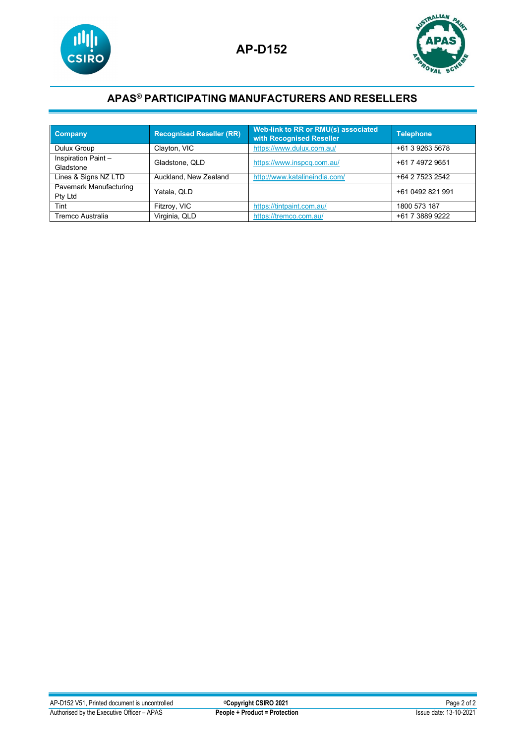## APAS® PARTICIPATING MANUFACTURERS AND RESELLERS

| Company | Recognised Reseller (RR) | Web-link to RR or RMU(s) associated with Recognised Reseller | Telephone |
|---|---|---|---|
| Dulux Group | Clayton, VIC | https://www.dulux.com.au/ | +61 3 9263 5678 |
| Inspiration Paint – Gladstone | Gladstone, QLD | https://www.inspcq.com.au/ | +61 7 4972 9651 |
| Lines & Signs NZ LTD | Auckland, New Zealand | http://www.katalineindia.com/ | +64 2 7523 2542 |
| Pavemark Manufacturing Pty Ltd | Yatala, QLD | | +61 0492 821 991 |
| Tint | Fitzroy, VIC | https://tintpaint.com.au/ | 1800 573 187 |
| Tremco Australia | Virginia, QLD | https://tremco.com.au/ | +61 7 3889 9222 |